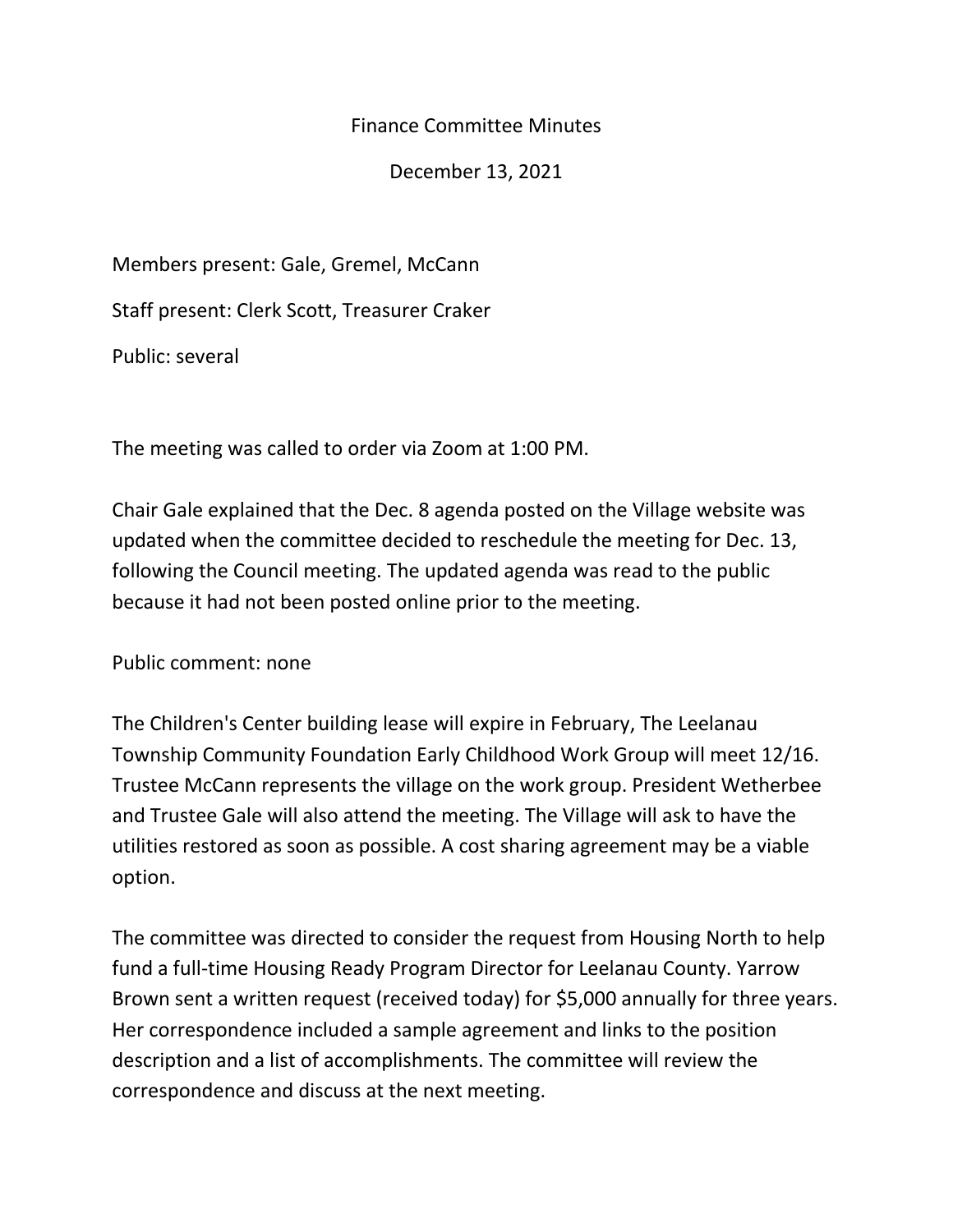# Finance Committee Minutes

December 13, 2021

Members present: Gale, Gremel, McCann

Staff present: Clerk Scott, Treasurer Craker

Public: several

The meeting was called to order via Zoom at 1:00 PM.

Chair Gale explained that the Dec. 8 agenda posted on the Village website was updated when the committee decided to reschedule the meeting for Dec. 13, following the Council meeting. The updated agenda was read to the public because it had not been posted online prior to the meeting.

Public comment: none

The Children's Center building lease will expire in February, The Leelanau Township Community Foundation Early Childhood Work Group will meet 12/16. Trustee McCann represents the village on the work group. President Wetherbee and Trustee Gale will also attend the meeting. The Village will ask to have the utilities restored as soon as possible. A cost sharing agreement may be a viable option.

The committee was directed to consider the request from Housing North to help fund a full-time Housing Ready Program Director for Leelanau County. Yarrow Brown sent a written request (received today) for $5,000 annually for three years. Her correspondence included a sample agreement and links to the position description and a list of accomplishments. The committee will review the correspondence and discuss at the next meeting.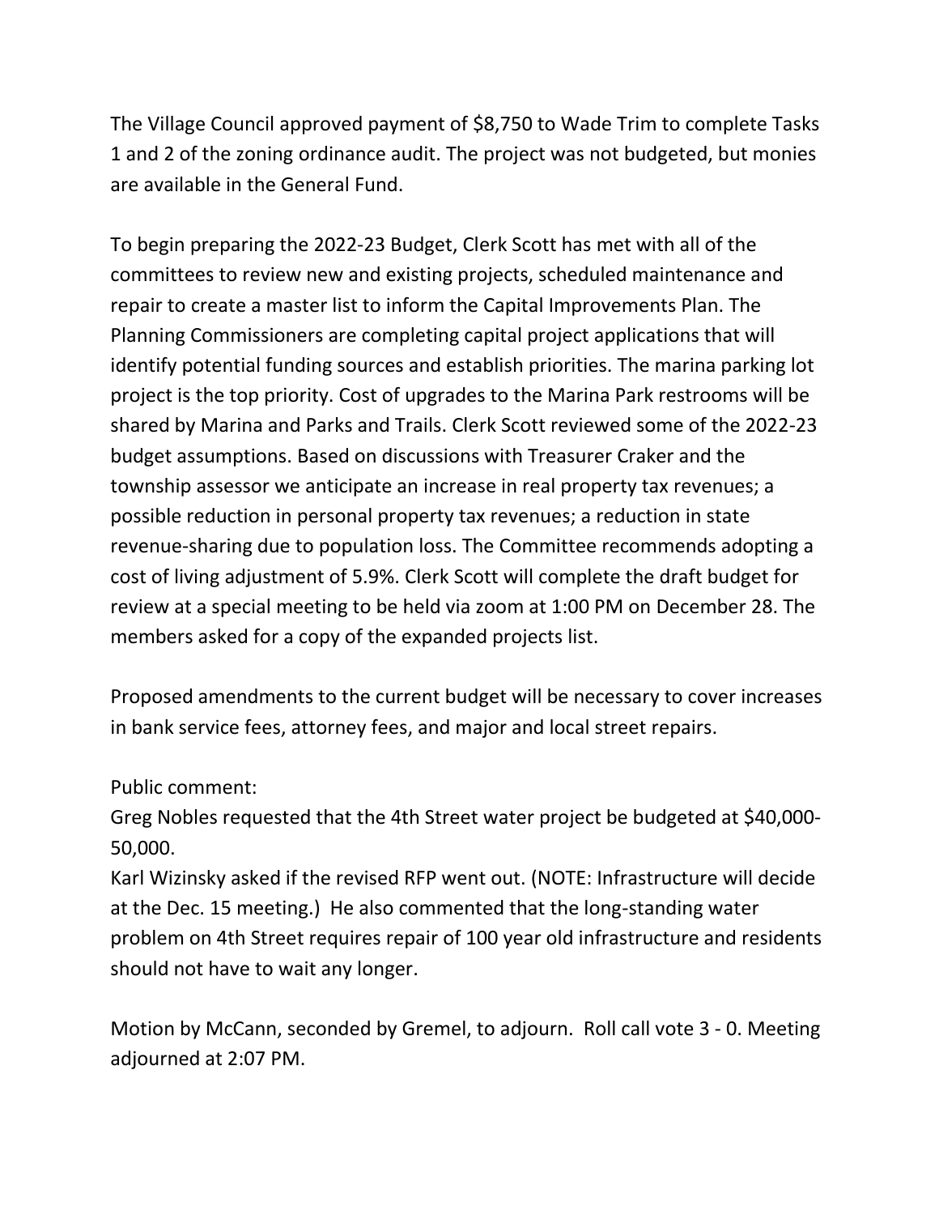The Village Council approved payment of $8,750 to Wade Trim to complete Tasks 1 and 2 of the zoning ordinance audit. The project was not budgeted, but monies are available in the General Fund.

To begin preparing the 2022-23 Budget, Clerk Scott has met with all of the committees to review new and existing projects, scheduled maintenance and repair to create a master list to inform the Capital Improvements Plan. The Planning Commissioners are completing capital project applications that will identify potential funding sources and establish priorities. The marina parking lot project is the top priority. Cost of upgrades to the Marina Park restrooms will be shared by Marina and Parks and Trails. Clerk Scott reviewed some of the 2022-23 budget assumptions. Based on discussions with Treasurer Craker and the township assessor we anticipate an increase in real property tax revenues; a possible reduction in personal property tax revenues; a reduction in state revenue-sharing due to population loss. The Committee recommends adopting a cost of living adjustment of 5.9%. Clerk Scott will complete the draft budget for review at a special meeting to be held via zoom at 1:00 PM on December 28. The members asked for a copy of the expanded projects list.

Proposed amendments to the current budget will be necessary to cover increases in bank service fees, attorney fees, and major and local street repairs.

Public comment:
Greg Nobles requested that the 4th Street water project be budgeted at $40,000-50,000.
Karl Wizinsky asked if the revised RFP went out. (NOTE: Infrastructure will decide at the Dec. 15 meeting.) He also commented that the long-standing water problem on 4th Street requires repair of 100 year old infrastructure and residents should not have to wait any longer.

Motion by McCann, seconded by Gremel, to adjourn. Roll call vote 3 - 0. Meeting adjourned at 2:07 PM.